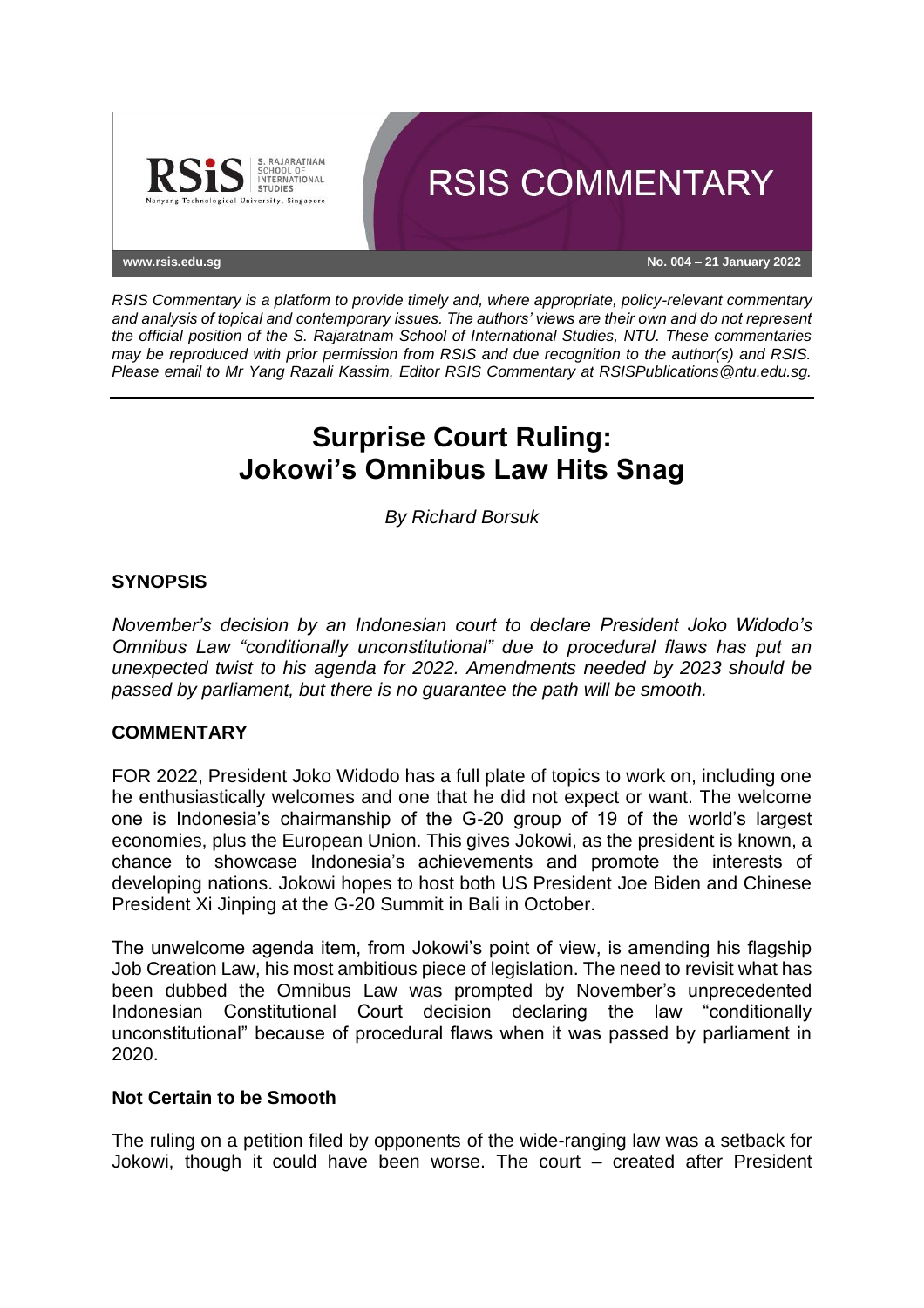RSIS COMMENTARY

www.rsis.edu.sg

No. 004 – 21 January 2022

*RSIS Commentary is a platform to provide timely and, where appropriate, policy-relevant commentary and analysis of topical and contemporary issues. The authors' views are their own and do not represent the official position of the S. Rajaratnam School of International Studies, NTU. These commentaries may be reproduced with prior permission from RSIS and due recognition to the author(s) and RSIS. Please email to Mr Yang Razali Kassim, Editor RSIS Commentary at RSISPublications@ntu.edu.sg.*

# Surprise Court Ruling: Jokowi's Omnibus Law Hits Snag

*By Richard Borsuk*

## SYNOPSIS

*November's decision by an Indonesian court to declare President Joko Widodo's Omnibus Law "conditionally unconstitutional" due to procedural flaws has put an unexpected twist to his agenda for 2022. Amendments needed by 2023 should be passed by parliament, but there is no guarantee the path will be smooth.*

## COMMENTARY

FOR 2022, President Joko Widodo has a full plate of topics to work on, including one he enthusiastically welcomes and one that he did not expect or want. The welcome one is Indonesia's chairmanship of the G-20 group of 19 of the world's largest economies, plus the European Union. This gives Jokowi, as the president is known, a chance to showcase Indonesia's achievements and promote the interests of developing nations. Jokowi hopes to host both US President Joe Biden and Chinese President Xi Jinping at the G-20 Summit in Bali in October.

The unwelcome agenda item, from Jokowi's point of view, is amending his flagship Job Creation Law, his most ambitious piece of legislation. The need to revisit what has been dubbed the Omnibus Law was prompted by November's unprecedented Indonesian Constitutional Court decision declaring the law "conditionally unconstitutional" because of procedural flaws when it was passed by parliament in 2020.

### Not Certain to be Smooth

The ruling on a petition filed by opponents of the wide-ranging law was a setback for Jokowi, though it could have been worse. The court – created after President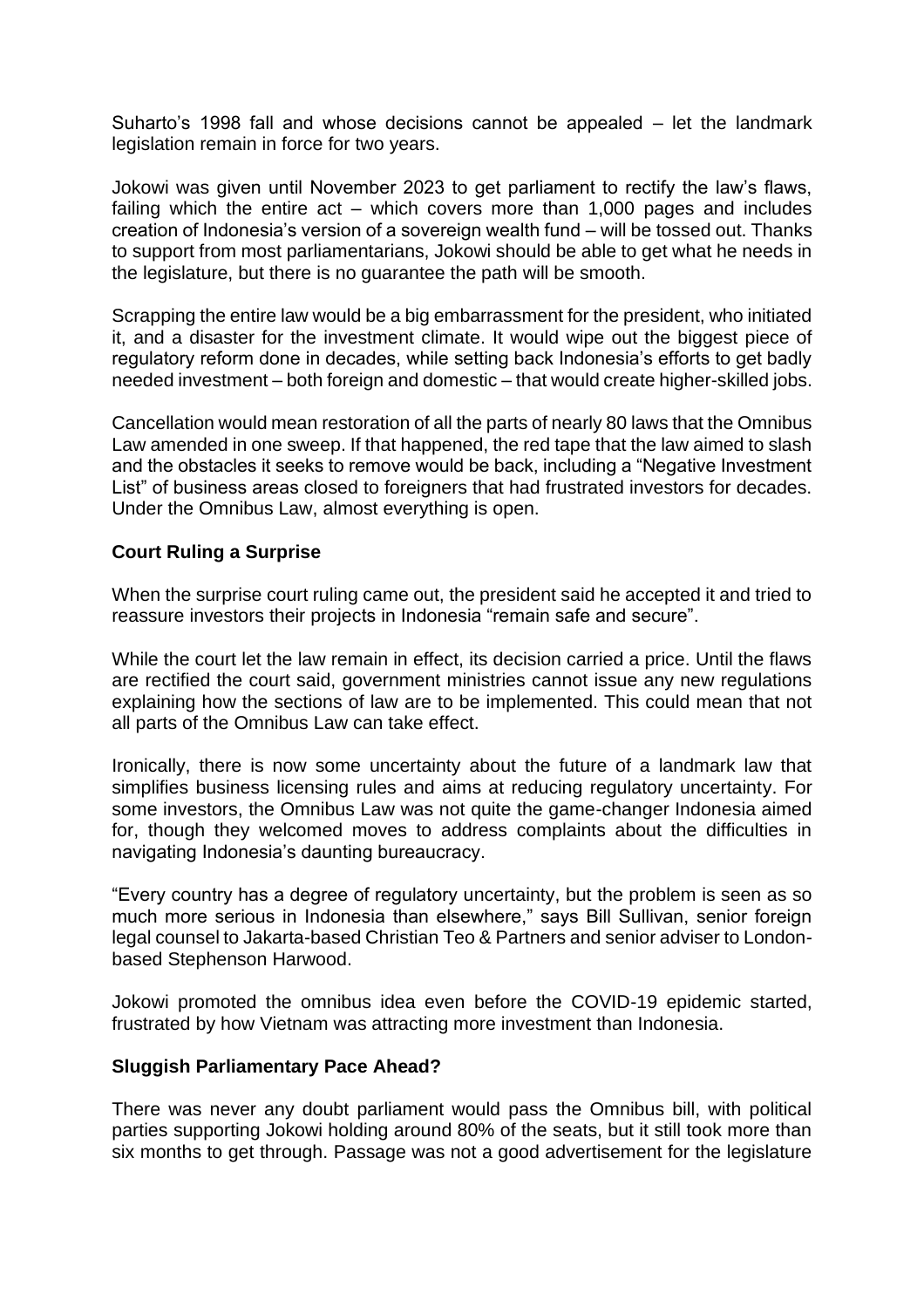Suharto's 1998 fall and whose decisions cannot be appealed – let the landmark legislation remain in force for two years.

Jokowi was given until November 2023 to get parliament to rectify the law's flaws, failing which the entire act – which covers more than 1,000 pages and includes creation of Indonesia's version of a sovereign wealth fund – will be tossed out. Thanks to support from most parliamentarians, Jokowi should be able to get what he needs in the legislature, but there is no guarantee the path will be smooth.

Scrapping the entire law would be a big embarrassment for the president, who initiated it, and a disaster for the investment climate. It would wipe out the biggest piece of regulatory reform done in decades, while setting back Indonesia's efforts to get badly needed investment – both foreign and domestic – that would create higher-skilled jobs.

Cancellation would mean restoration of all the parts of nearly 80 laws that the Omnibus Law amended in one sweep. If that happened, the red tape that the law aimed to slash and the obstacles it seeks to remove would be back, including a "Negative Investment List" of business areas closed to foreigners that had frustrated investors for decades. Under the Omnibus Law, almost everything is open.

**Court Ruling a Surprise**

When the surprise court ruling came out, the president said he accepted it and tried to reassure investors their projects in Indonesia "remain safe and secure".

While the court let the law remain in effect, its decision carried a price. Until the flaws are rectified the court said, government ministries cannot issue any new regulations explaining how the sections of law are to be implemented. This could mean that not all parts of the Omnibus Law can take effect.

Ironically, there is now some uncertainty about the future of a landmark law that simplifies business licensing rules and aims at reducing regulatory uncertainty. For some investors, the Omnibus Law was not quite the game-changer Indonesia aimed for, though they welcomed moves to address complaints about the difficulties in navigating Indonesia's daunting bureaucracy.

"Every country has a degree of regulatory uncertainty, but the problem is seen as so much more serious in Indonesia than elsewhere," says Bill Sullivan, senior foreign legal counsel to Jakarta-based Christian Teo & Partners and senior adviser to London-based Stephenson Harwood.

Jokowi promoted the omnibus idea even before the COVID-19 epidemic started, frustrated by how Vietnam was attracting more investment than Indonesia.

**Sluggish Parliamentary Pace Ahead?**

There was never any doubt parliament would pass the Omnibus bill, with political parties supporting Jokowi holding around 80% of the seats, but it still took more than six months to get through. Passage was not a good advertisement for the legislature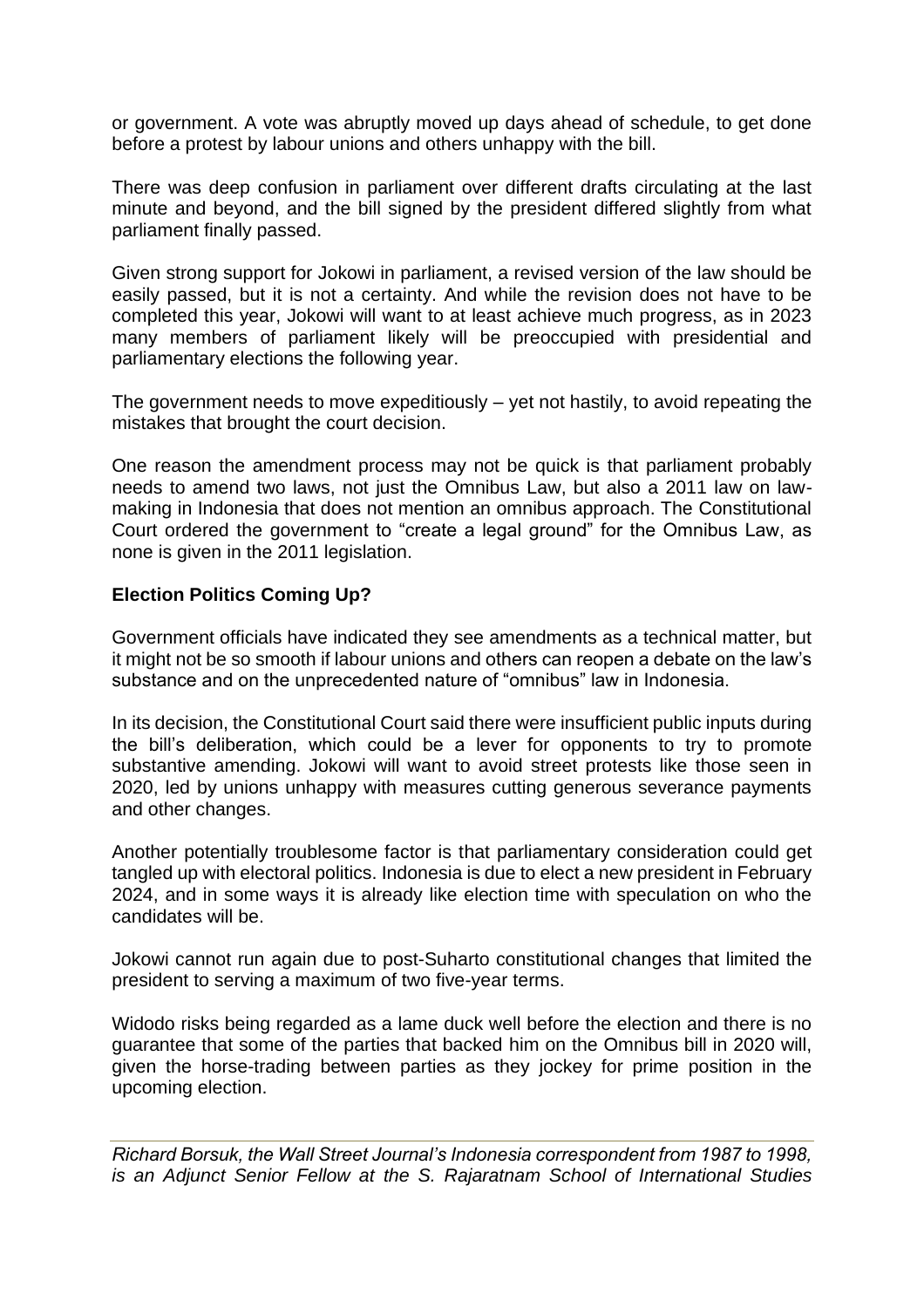or government. A vote was abruptly moved up days ahead of schedule, to get done before a protest by labour unions and others unhappy with the bill.

There was deep confusion in parliament over different drafts circulating at the last minute and beyond, and the bill signed by the president differed slightly from what parliament finally passed.

Given strong support for Jokowi in parliament, a revised version of the law should be easily passed, but it is not a certainty. And while the revision does not have to be completed this year, Jokowi will want to at least achieve much progress, as in 2023 many members of parliament likely will be preoccupied with presidential and parliamentary elections the following year.

The government needs to move expeditiously – yet not hastily, to avoid repeating the mistakes that brought the court decision.

One reason the amendment process may not be quick is that parliament probably needs to amend two laws, not just the Omnibus Law, but also a 2011 law on law-making in Indonesia that does not mention an omnibus approach. The Constitutional Court ordered the government to "create a legal ground" for the Omnibus Law, as none is given in the 2011 legislation.

**Election Politics Coming Up?**

Government officials have indicated they see amendments as a technical matter, but it might not be so smooth if labour unions and others can reopen a debate on the law's substance and on the unprecedented nature of "omnibus" law in Indonesia.

In its decision, the Constitutional Court said there were insufficient public inputs during the bill's deliberation, which could be a lever for opponents to try to promote substantive amending. Jokowi will want to avoid street protests like those seen in 2020, led by unions unhappy with measures cutting generous severance payments and other changes.

Another potentially troublesome factor is that parliamentary consideration could get tangled up with electoral politics. Indonesia is due to elect a new president in February 2024, and in some ways it is already like election time with speculation on who the candidates will be.

Jokowi cannot run again due to post-Suharto constitutional changes that limited the president to serving a maximum of two five-year terms.

Widodo risks being regarded as a lame duck well before the election and there is no guarantee that some of the parties that backed him on the Omnibus bill in 2020 will, given the horse-trading between parties as they jockey for prime position in the upcoming election.

---

*Richard Borsuk, the Wall Street Journal's Indonesia correspondent from 1987 to 1998, is an Adjunct Senior Fellow at the S. Rajaratnam School of International Studies*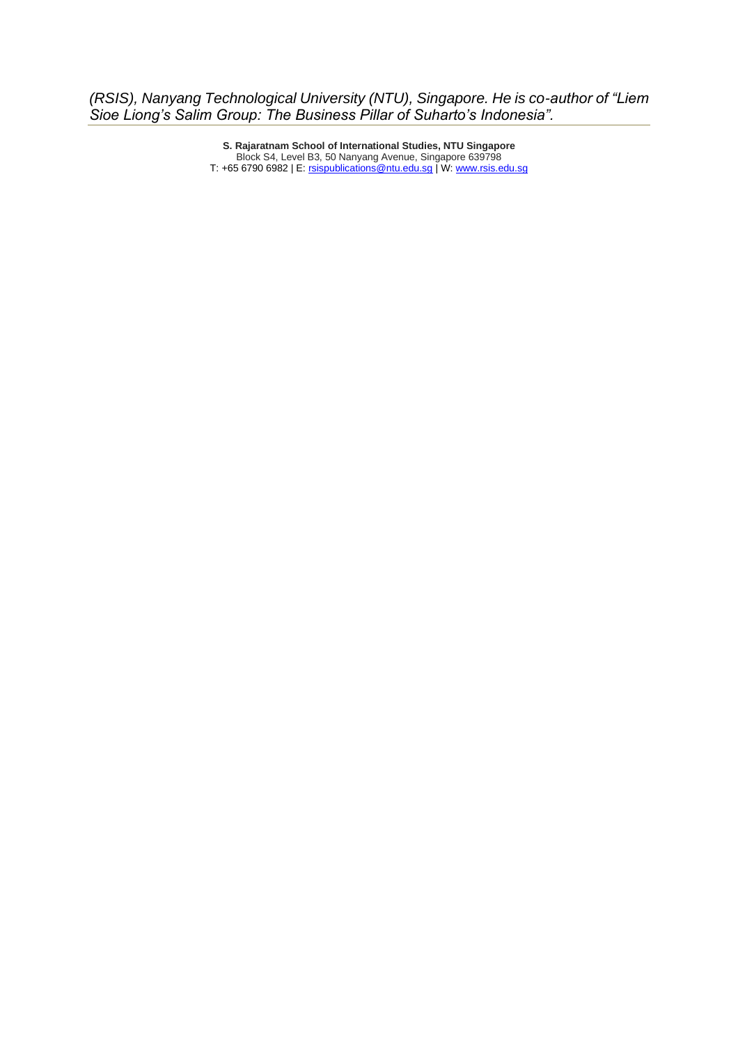*(RSIS), Nanyang Technological University (NTU), Singapore. He is co-author of "Liem Sioe Liong's Salim Group: The Business Pillar of Suharto's Indonesia".*

---

**S. Rajaratnam School of International Studies, NTU Singapore**
Block S4, Level B3, 50 Nanyang Avenue, Singapore 639798
T: +65 6790 6982 | E: rsispublications@ntu.edu.sg | W: www.rsis.edu.sg